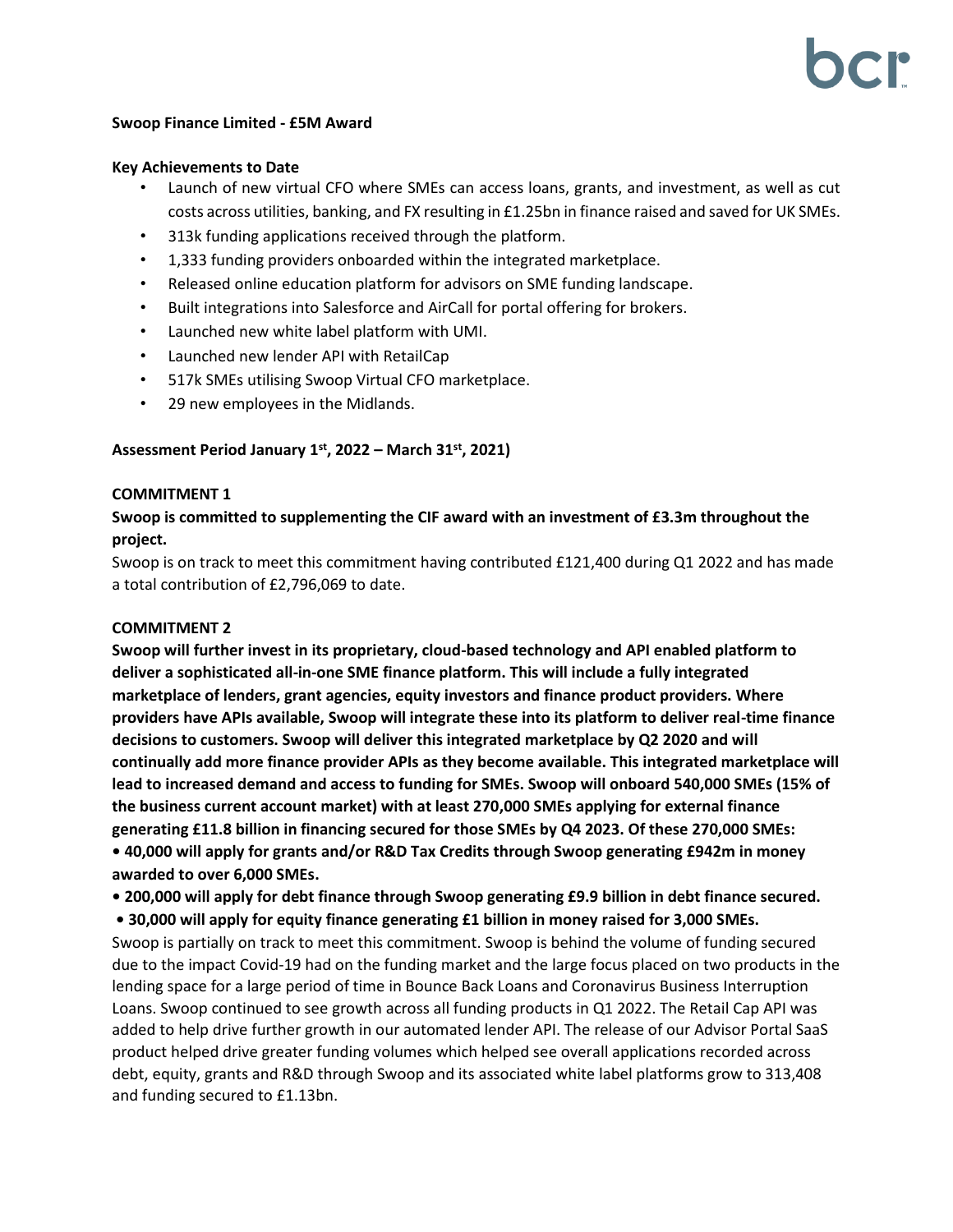**Swoop Finance Limited - £5M Award**

**Key Achievements to Date**

- Launch of new virtual CFO where SMEs can access loans, grants, and investment, as well as cut costs across utilities, banking, and FX resulting in £1.25bn in finance raised and saved for UK SMEs.
- 313k funding applications received through the platform.
- 1,333 funding providers onboarded within the integrated marketplace.
- Released online education platform for advisors on SME funding landscape.
- Built integrations into Salesforce and AirCall for portal offering for brokers.
- Launched new white label platform with UMI.
- Launched new lender API with RetailCap
- 517k SMEs utilising Swoop Virtual CFO marketplace.
- 29 new employees in the Midlands.

**Assessment Period January 1st, 2022 – March 31st, 2021)**

**COMMITMENT 1**

**Swoop is committed to supplementing the CIF award with an investment of £3.3m throughout the project.**

Swoop is on track to meet this commitment having contributed £121,400 during Q1 2022 and has made a total contribution of £2,796,069 to date.

**COMMITMENT 2**

**Swoop will further invest in its proprietary, cloud-based technology and API enabled platform to deliver a sophisticated all-in-one SME finance platform. This will include a fully integrated marketplace of lenders, grant agencies, equity investors and finance product providers. Where providers have APIs available, Swoop will integrate these into its platform to deliver real-time finance decisions to customers. Swoop will deliver this integrated marketplace by Q2 2020 and will continually add more finance provider APIs as they become available. This integrated marketplace will lead to increased demand and access to funding for SMEs. Swoop will onboard 540,000 SMEs (15% of the business current account market) with at least 270,000 SMEs applying for external finance generating £11.8 billion in financing secured for those SMEs by Q4 2023. Of these 270,000 SMEs:**

**• 40,000 will apply for grants and/or R&D Tax Credits through Swoop generating £942m in money awarded to over 6,000 SMEs.**

**• 200,000 will apply for debt finance through Swoop generating £9.9 billion in debt finance secured.**

**• 30,000 will apply for equity finance generating £1 billion in money raised for 3,000 SMEs.**

Swoop is partially on track to meet this commitment. Swoop is behind the volume of funding secured due to the impact Covid-19 had on the funding market and the large focus placed on two products in the lending space for a large period of time in Bounce Back Loans and Coronavirus Business Interruption Loans. Swoop continued to see growth across all funding products in Q1 2022. The Retail Cap API was added to help drive further growth in our automated lender API. The release of our Advisor Portal SaaS product helped drive greater funding volumes which helped see overall applications recorded across debt, equity, grants and R&D through Swoop and its associated white label platforms grow to 313,408 and funding secured to £1.13bn.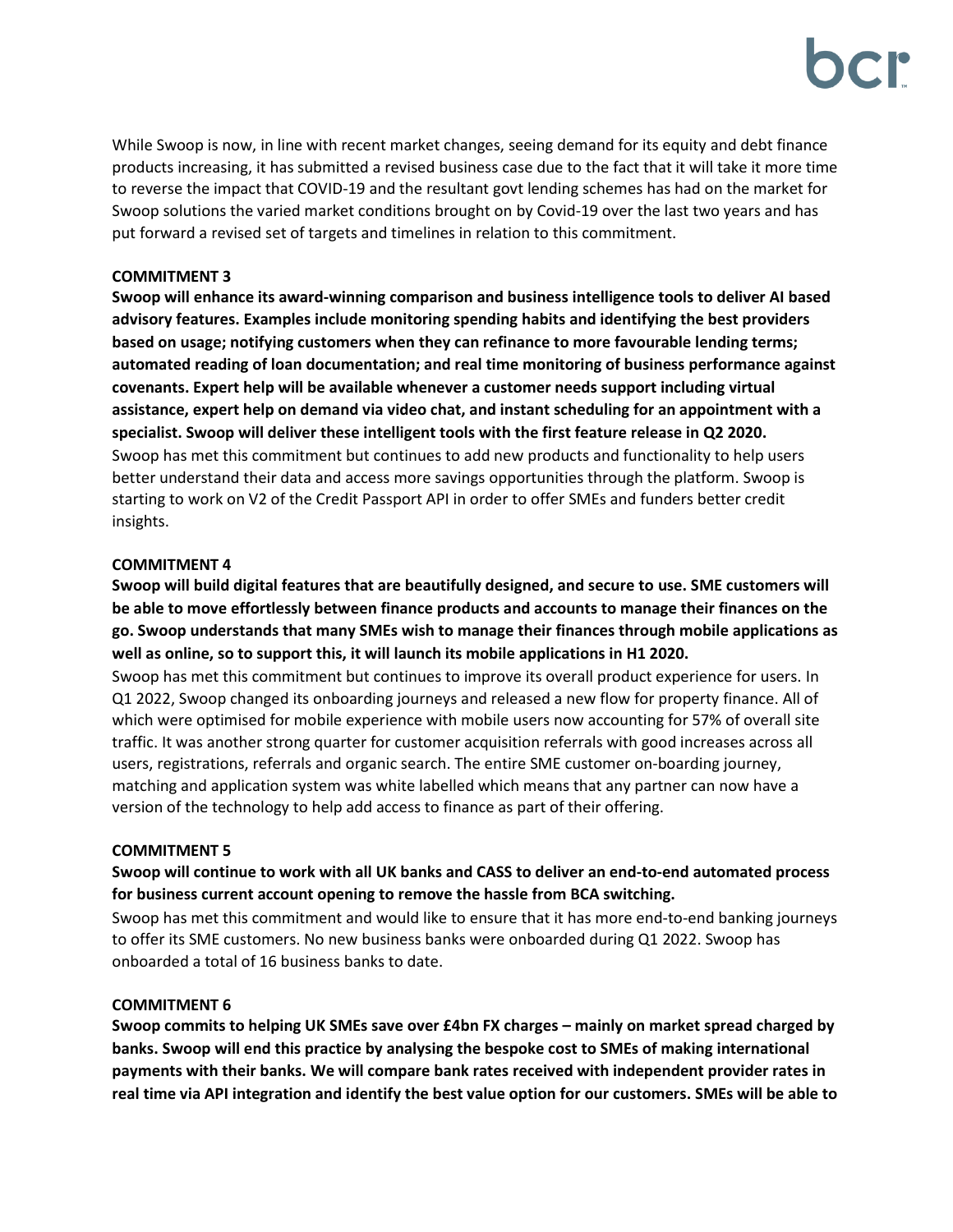While Swoop is now, in line with recent market changes, seeing demand for its equity and debt finance products increasing, it has submitted a revised business case due to the fact that it will take it more time to reverse the impact that COVID-19 and the resultant govt lending schemes has had on the market for Swoop solutions the varied market conditions brought on by Covid-19 over the last two years and has put forward a revised set of targets and timelines in relation to this commitment.

**COMMITMENT 3**

**Swoop will enhance its award-winning comparison and business intelligence tools to deliver AI based advisory features. Examples include monitoring spending habits and identifying the best providers based on usage; notifying customers when they can refinance to more favourable lending terms; automated reading of loan documentation; and real time monitoring of business performance against covenants. Expert help will be available whenever a customer needs support including virtual assistance, expert help on demand via video chat, and instant scheduling for an appointment with a specialist. Swoop will deliver these intelligent tools with the first feature release in Q2 2020.**

Swoop has met this commitment but continues to add new products and functionality to help users better understand their data and access more savings opportunities through the platform. Swoop is starting to work on V2 of the Credit Passport API in order to offer SMEs and funders better credit insights.

**COMMITMENT 4**

**Swoop will build digital features that are beautifully designed, and secure to use. SME customers will be able to move effortlessly between finance products and accounts to manage their finances on the go. Swoop understands that many SMEs wish to manage their finances through mobile applications as well as online, so to support this, it will launch its mobile applications in H1 2020.**

Swoop has met this commitment but continues to improve its overall product experience for users. In Q1 2022, Swoop changed its onboarding journeys and released a new flow for property finance. All of which were optimised for mobile experience with mobile users now accounting for 57% of overall site traffic. It was another strong quarter for customer acquisition referrals with good increases across all users, registrations, referrals and organic search. The entire SME customer on-boarding journey, matching and application system was white labelled which means that any partner can now have a version of the technology to help add access to finance as part of their offering.

**COMMITMENT 5**

**Swoop will continue to work with all UK banks and CASS to deliver an end-to-end automated process for business current account opening to remove the hassle from BCA switching.**

Swoop has met this commitment and would like to ensure that it has more end-to-end banking journeys to offer its SME customers. No new business banks were onboarded during Q1 2022. Swoop has onboarded a total of 16 business banks to date.

**COMMITMENT 6**

**Swoop commits to helping UK SMEs save over £4bn FX charges – mainly on market spread charged by banks. Swoop will end this practice by analysing the bespoke cost to SMEs of making international payments with their banks. We will compare bank rates received with independent provider rates in real time via API integration and identify the best value option for our customers. SMEs will be able to**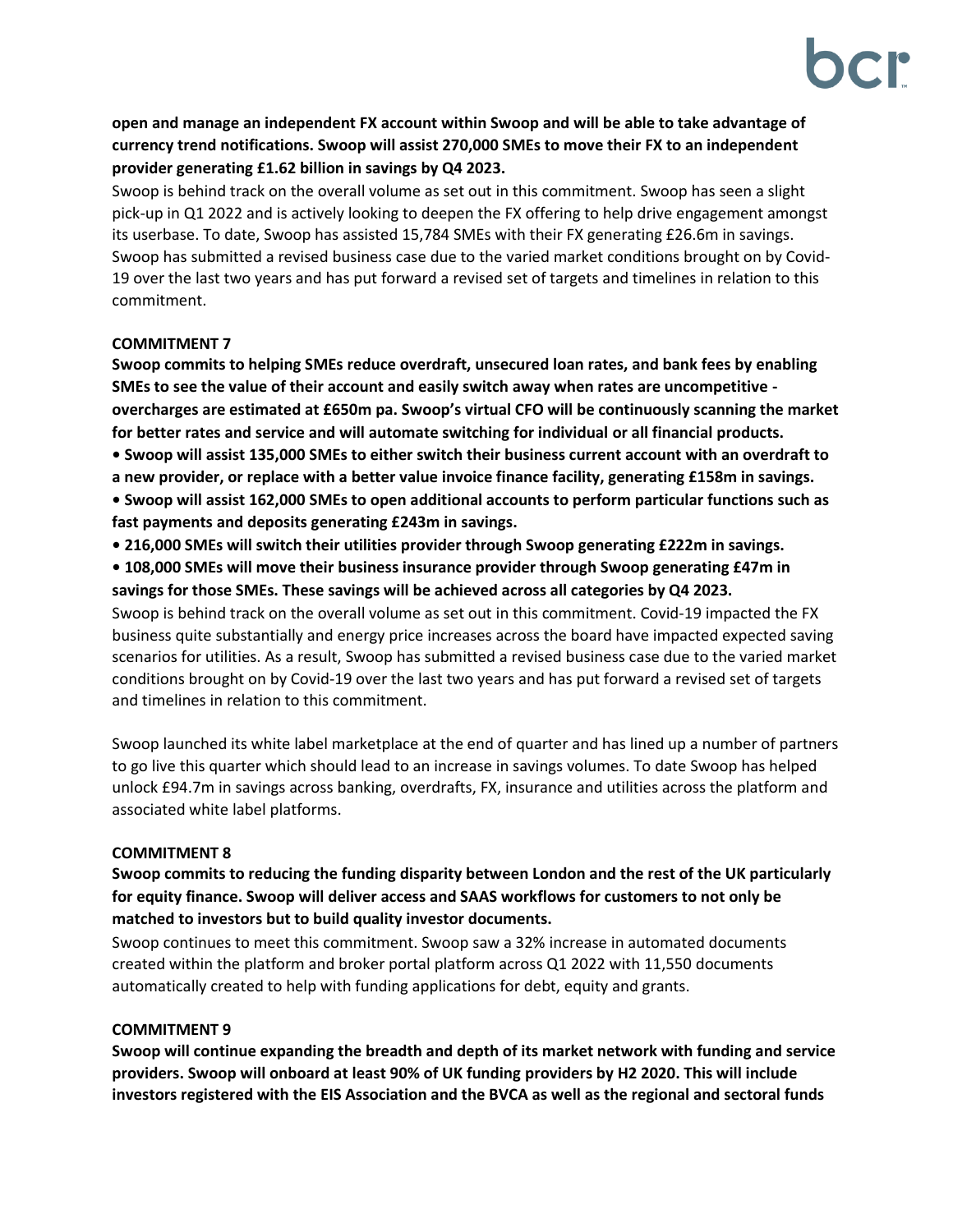**open and manage an independent FX account within Swoop and will be able to take advantage of currency trend notifications. Swoop will assist 270,000 SMEs to move their FX to an independent provider generating £1.62 billion in savings by Q4 2023.**

Swoop is behind track on the overall volume as set out in this commitment. Swoop has seen a slight pick-up in Q1 2022 and is actively looking to deepen the FX offering to help drive engagement amongst its userbase. To date, Swoop has assisted 15,784 SMEs with their FX generating £26.6m in savings. Swoop has submitted a revised business case due to the varied market conditions brought on by Covid-19 over the last two years and has put forward a revised set of targets and timelines in relation to this commitment.

**COMMITMENT 7**

**Swoop commits to helping SMEs reduce overdraft, unsecured loan rates, and bank fees by enabling SMEs to see the value of their account and easily switch away when rates are uncompetitive - overcharges are estimated at £650m pa. Swoop's virtual CFO will be continuously scanning the market for better rates and service and will automate switching for individual or all financial products.**

- **Swoop will assist 135,000 SMEs to either switch their business current account with an overdraft to a new provider, or replace with a better value invoice finance facility, generating £158m in savings.**
- **Swoop will assist 162,000 SMEs to open additional accounts to perform particular functions such as fast payments and deposits generating £243m in savings.**
- **216,000 SMEs will switch their utilities provider through Swoop generating £222m in savings.**
- **108,000 SMEs will move their business insurance provider through Swoop generating £47m in savings for those SMEs. These savings will be achieved across all categories by Q4 2023.**

Swoop is behind track on the overall volume as set out in this commitment. Covid-19 impacted the FX business quite substantially and energy price increases across the board have impacted expected saving scenarios for utilities. As a result, Swoop has submitted a revised business case due to the varied market conditions brought on by Covid-19 over the last two years and has put forward a revised set of targets and timelines in relation to this commitment.

Swoop launched its white label marketplace at the end of quarter and has lined up a number of partners to go live this quarter which should lead to an increase in savings volumes. To date Swoop has helped unlock £94.7m in savings across banking, overdrafts, FX, insurance and utilities across the platform and associated white label platforms.

**COMMITMENT 8**

**Swoop commits to reducing the funding disparity between London and the rest of the UK particularly for equity finance. Swoop will deliver access and SAAS workflows for customers to not only be matched to investors but to build quality investor documents.**

Swoop continues to meet this commitment. Swoop saw a 32% increase in automated documents created within the platform and broker portal platform across Q1 2022 with 11,550 documents automatically created to help with funding applications for debt, equity and grants.

**COMMITMENT 9**

**Swoop will continue expanding the breadth and depth of its market network with funding and service providers. Swoop will onboard at least 90% of UK funding providers by H2 2020. This will include investors registered with the EIS Association and the BVCA as well as the regional and sectoral funds**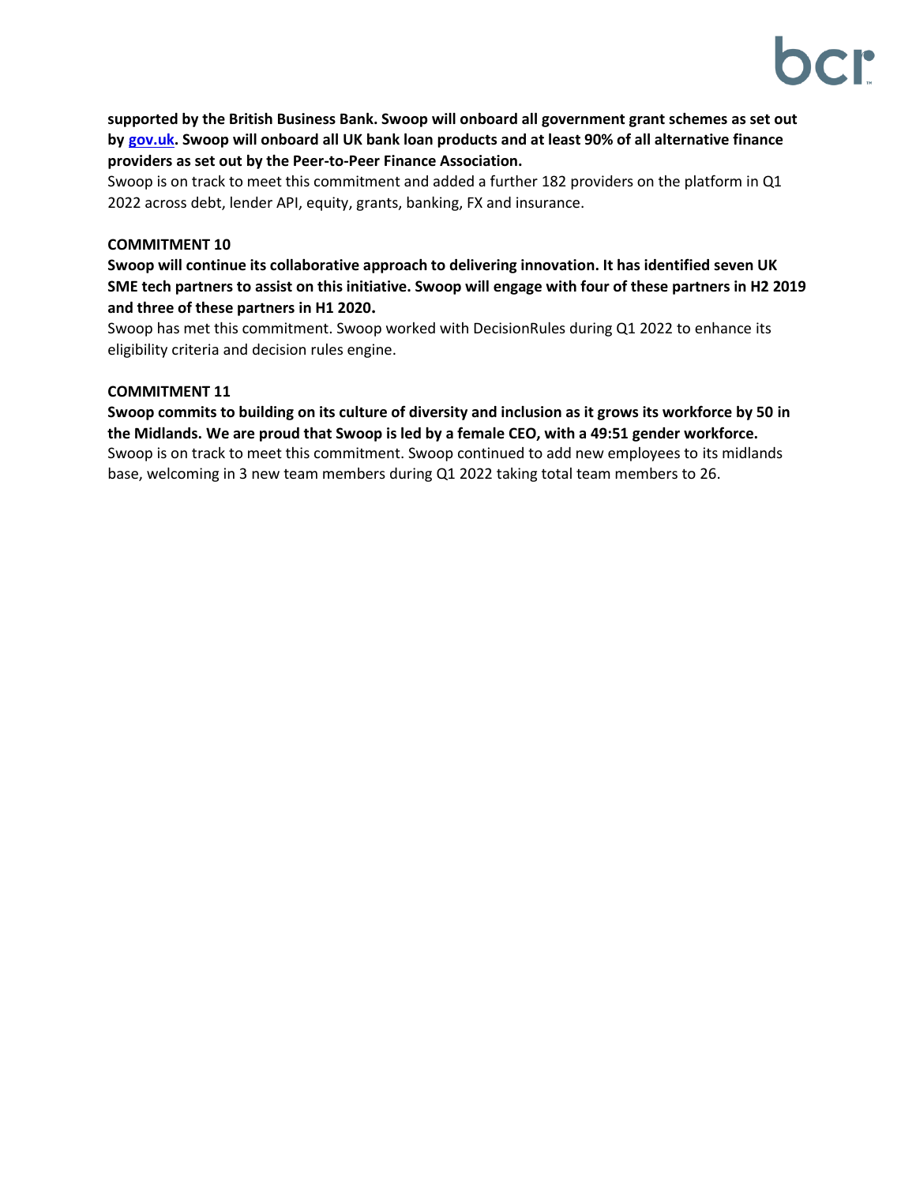**supported by the British Business Bank. Swoop will onboard all government grant schemes as set out by [gov.uk](gov.uk). Swoop will onboard all UK bank loan products and at least 90% of all alternative finance providers as set out by the Peer-to-Peer Finance Association.**

Swoop is on track to meet this commitment and added a further 182 providers on the platform in Q1 2022 across debt, lender API, equity, grants, banking, FX and insurance.

**COMMITMENT 10**

**Swoop will continue its collaborative approach to delivering innovation. It has identified seven UK SME tech partners to assist on this initiative. Swoop will engage with four of these partners in H2 2019 and three of these partners in H1 2020.**

Swoop has met this commitment. Swoop worked with DecisionRules during Q1 2022 to enhance its eligibility criteria and decision rules engine.

**COMMITMENT 11**

**Swoop commits to building on its culture of diversity and inclusion as it grows its workforce by 50 in the Midlands. We are proud that Swoop is led by a female CEO, with a 49:51 gender workforce.**

Swoop is on track to meet this commitment. Swoop continued to add new employees to its midlands base, welcoming in 3 new team members during Q1 2022 taking total team members to 26.